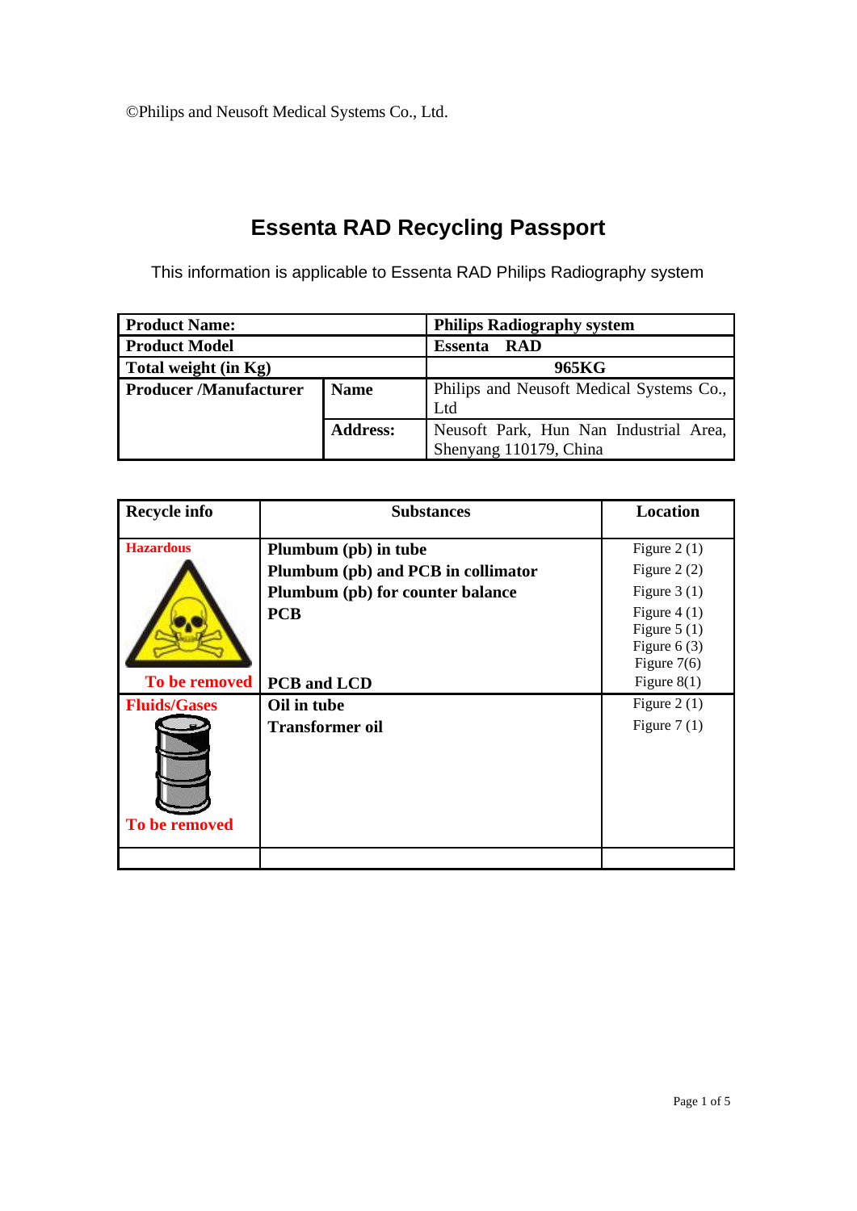©Philips and Neusoft Medical Systems Co., Ltd.

# Essenta RAD Recycling Passport

This information is applicable to Essenta RAD Philips Radiography system

| **Product Name:** | | **Philips Radiography system** |
|---|---|---|
| **Product Model** | | **Essenta RAD** |
| **Total weight (in Kg)** | | **965KG** |
| **Producer /Manufacturer** | **Name** | Philips and Neusoft Medical Systems Co., Ltd |
| | **Address:** | Neusoft Park, Hun Nan Industrial Area, Shenyang 110179, China |

| **Recycle info** | **Substances** | **Location** |
|---|---|---|
| **Hazardous** | **Plumbum (pb) in tube** | Figure 2 (1) |
| | **Plumbum (pb) and PCB in collimator** | Figure 2 (2) |
| | **Plumbum (pb) for counter balance** | Figure 3 (1) |
| | **PCB** | Figure 4 (1)<br>Figure 5 (1)<br>Figure 6 (3)<br>Figure 7(6) |
| **To be removed** | **PCB and LCD** | Figure 8(1) |
| **Fluids/Gases** | **Oil in tube** | Figure 2 (1) |
| | **Transformer oil** | Figure 7 (1) |
| **To be removed** | | |
| | | |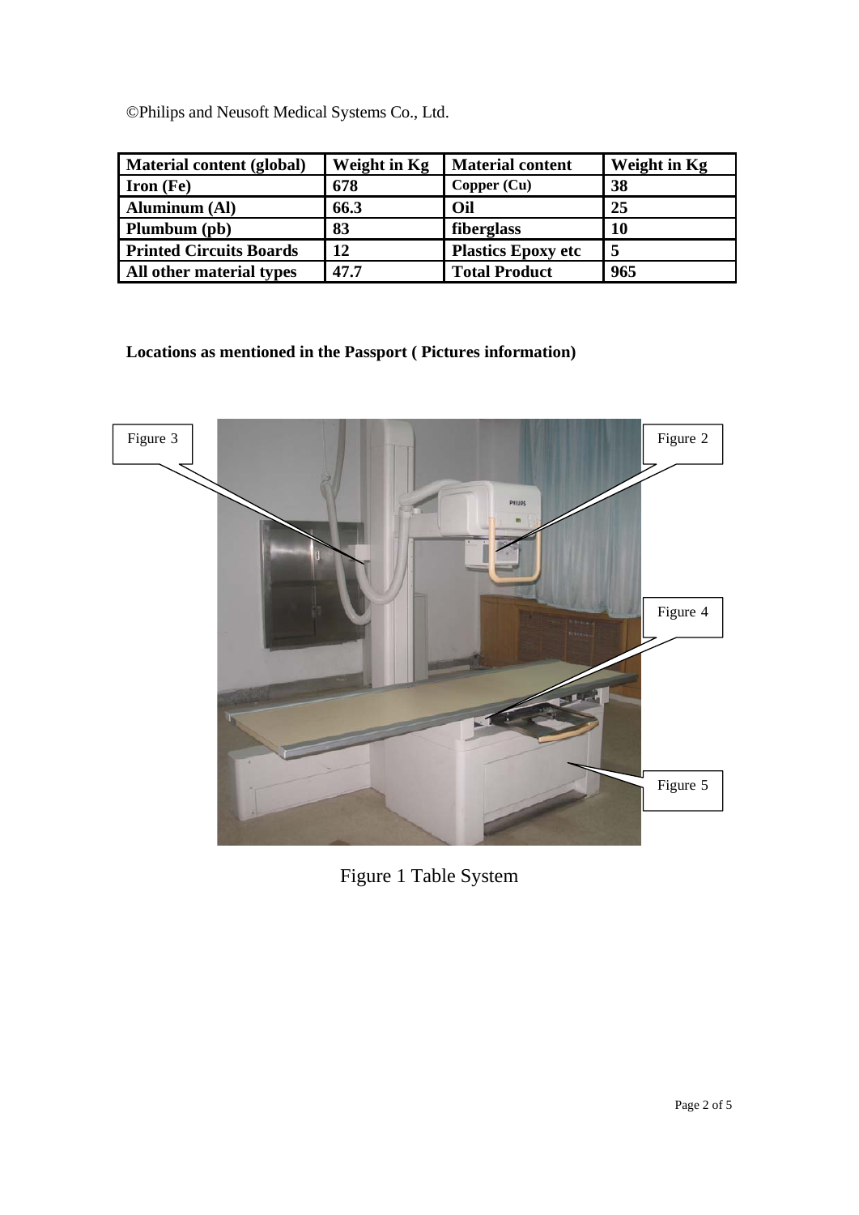©Philips and Neusoft Medical Systems Co., Ltd.

| Material content (global) | Weight in Kg | Material content | Weight in Kg |
|---|---|---|---|
| Iron (Fe) | 678 | Copper (Cu) | 38 |
| Aluminum (Al) | 66.3 | Oil | 25 |
| Plumbum (pb) | 83 | fiberglass | 10 |
| Printed Circuits Boards | 12 | Plastics Epoxy etc | 5 |
| All other material types | 47.7 | Total Product | 965 |

**Locations as mentioned in the Passport ( Pictures information)**

Figure 3

Figure 2

Figure 4

Figure 5

Figure 1 Table System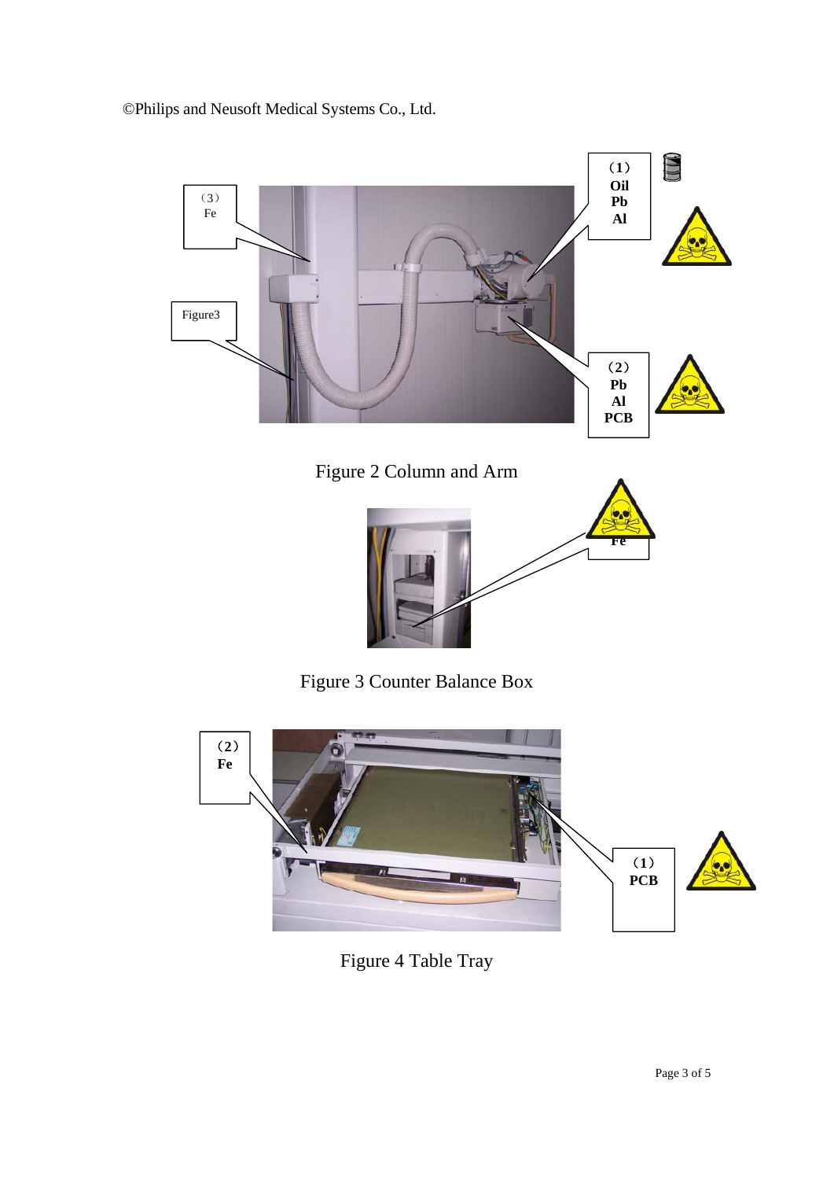©Philips and Neusoft Medical Systems Co., Ltd.

（3）
Fe

Figure3

**（1）**
**Oil**
**Pb**
**Al**

**（2）**
**Pb**
**Al**
**PCB**

Figure 2 Column and Arm

**Fe**

Figure 3 Counter Balance Box

**（2）**
**Fe**

**（1）**
**PCB**

Figure 4 Table Tray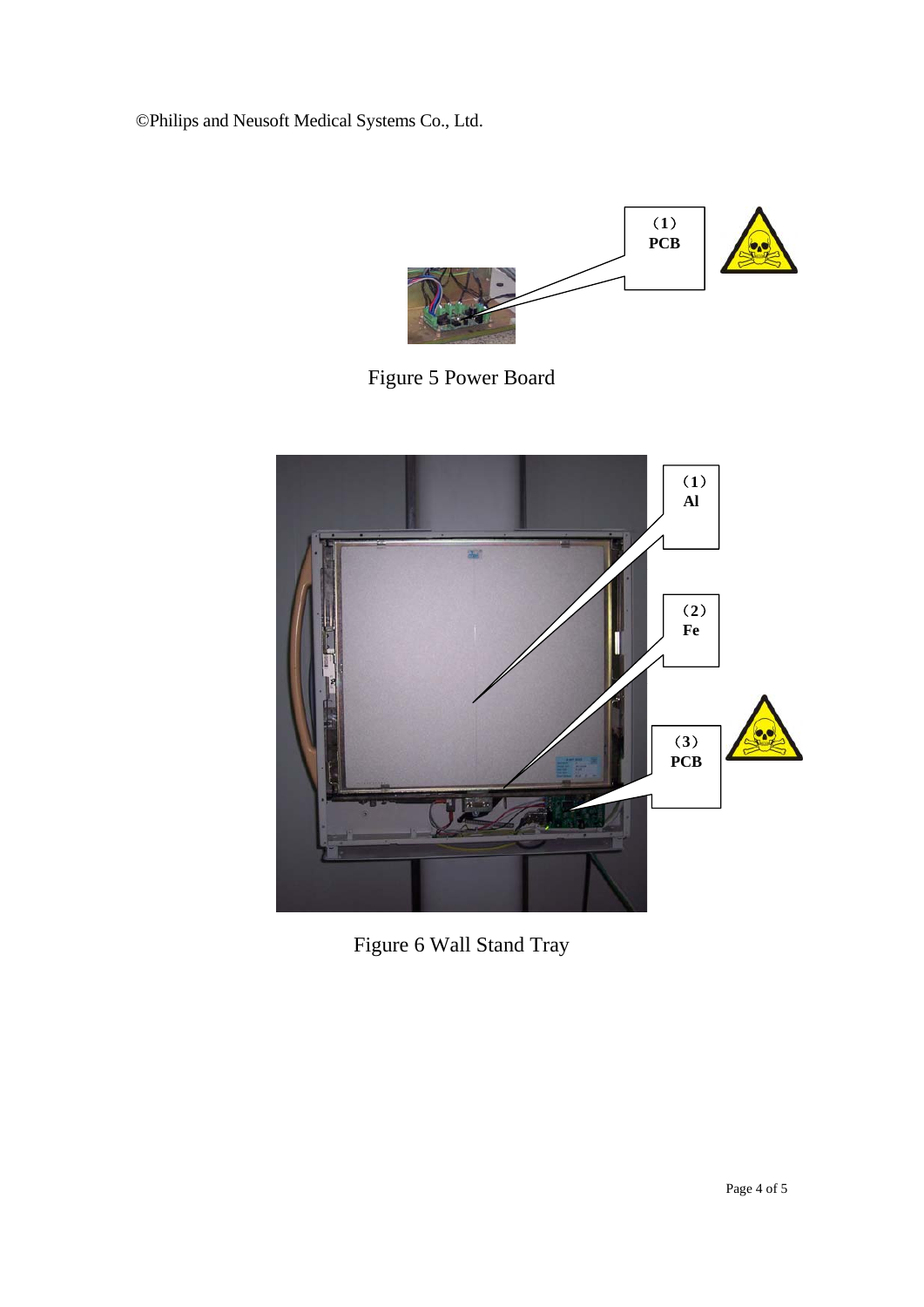(1)
PCB

Figure 5 Power Board

(1)
Al

(2)
Fe

(3)
PCB

Figure 6 Wall Stand Tray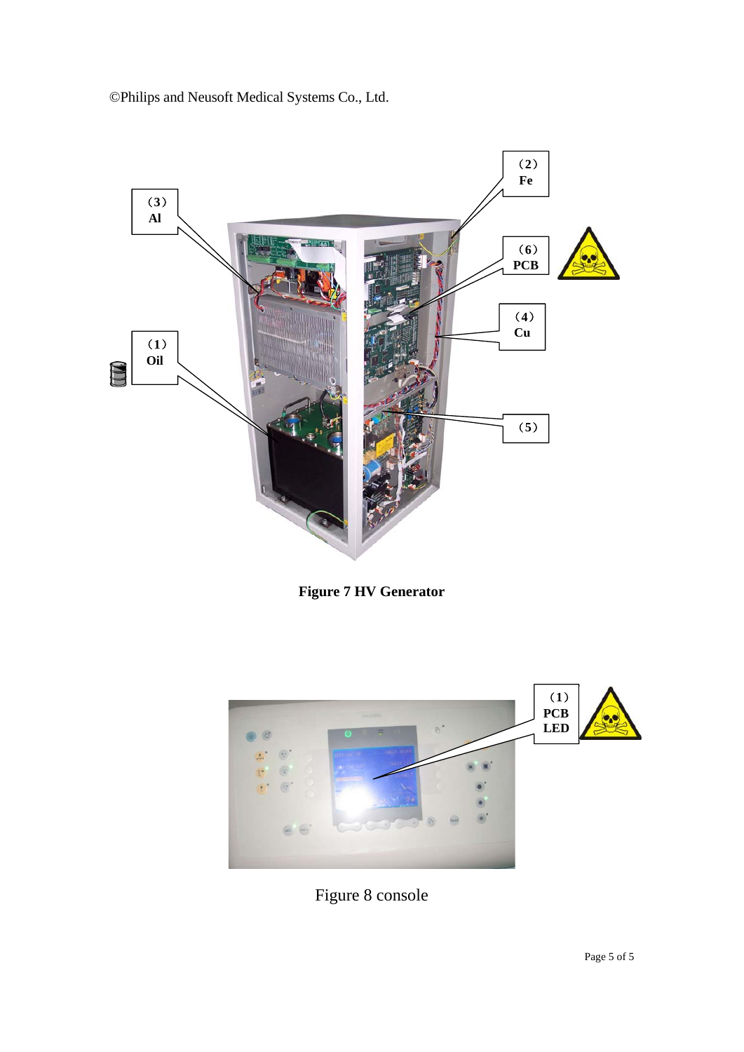©Philips and Neusoft Medical Systems Co., Ltd.

(2) Fe

(3) Al

(6) PCB

(4) Cu

(1) Oil

(5)

**Figure 7 HV Generator**

(1) PCB LED

Figure 8 console